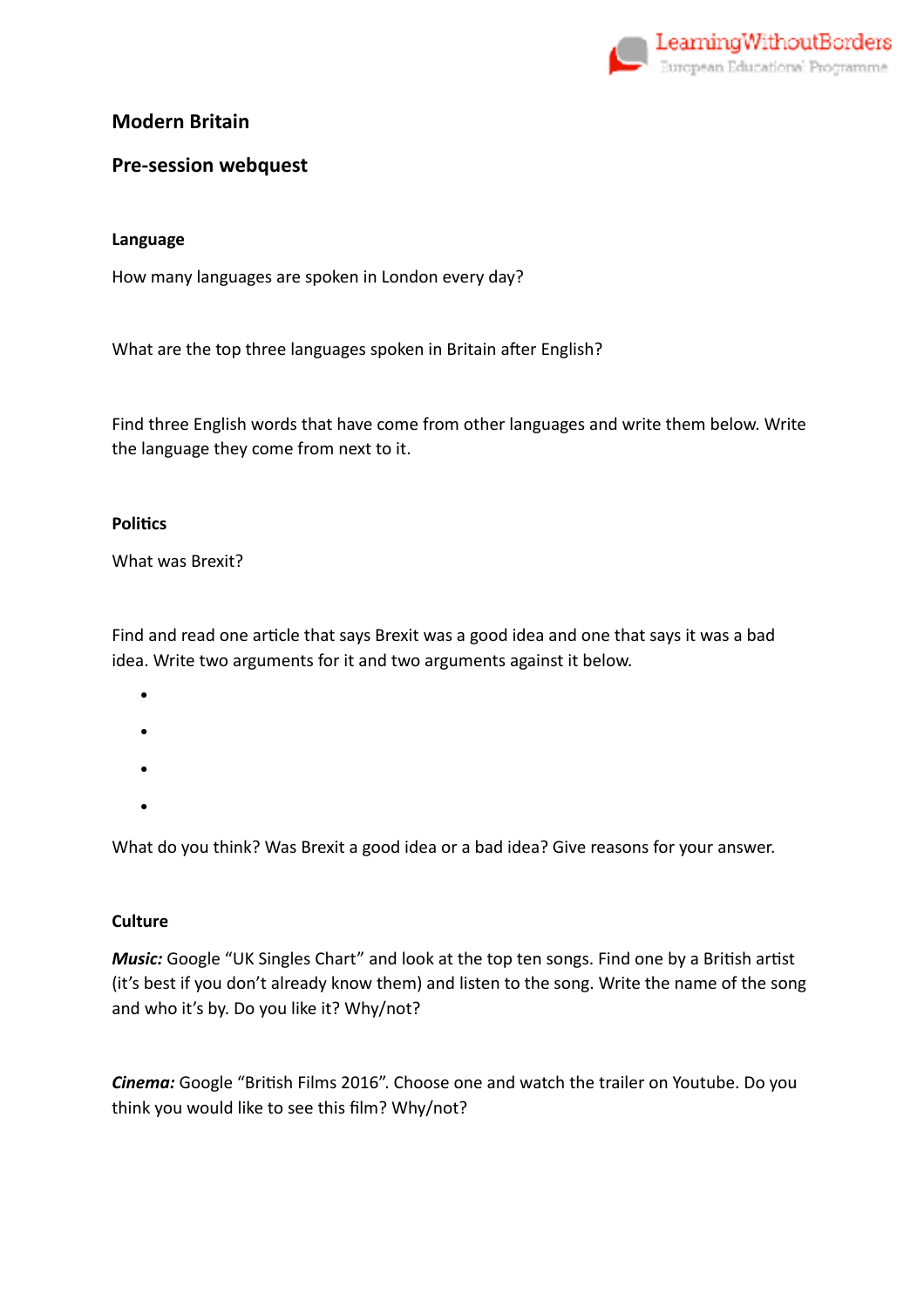# Modern Britain

## Pre-session webquest

### Language

How many languages are spoken in London every day?

What are the top three languages spoken in Britain after English?

Find three English words that have come from other languages and write them below. Write the language they come from next to it.

### Politics

What was Brexit?

Find and read one article that says Brexit was a good idea and one that says it was a bad idea. Write two arguments for it and two arguments against it below.

- 
- 
- 
- 

What do you think? Was Brexit a good idea or a bad idea? Give reasons for your answer.

### Culture

***Music:*** Google “UK Singles Chart” and look at the top ten songs. Find one by a British artist (it’s best if you don’t already know them) and listen to the song. Write the name of the song and who it’s by. Do you like it? Why/not?

***Cinema:*** Google “British Films 2016”. Choose one and watch the trailer on Youtube. Do you think you would like to see this film? Why/not?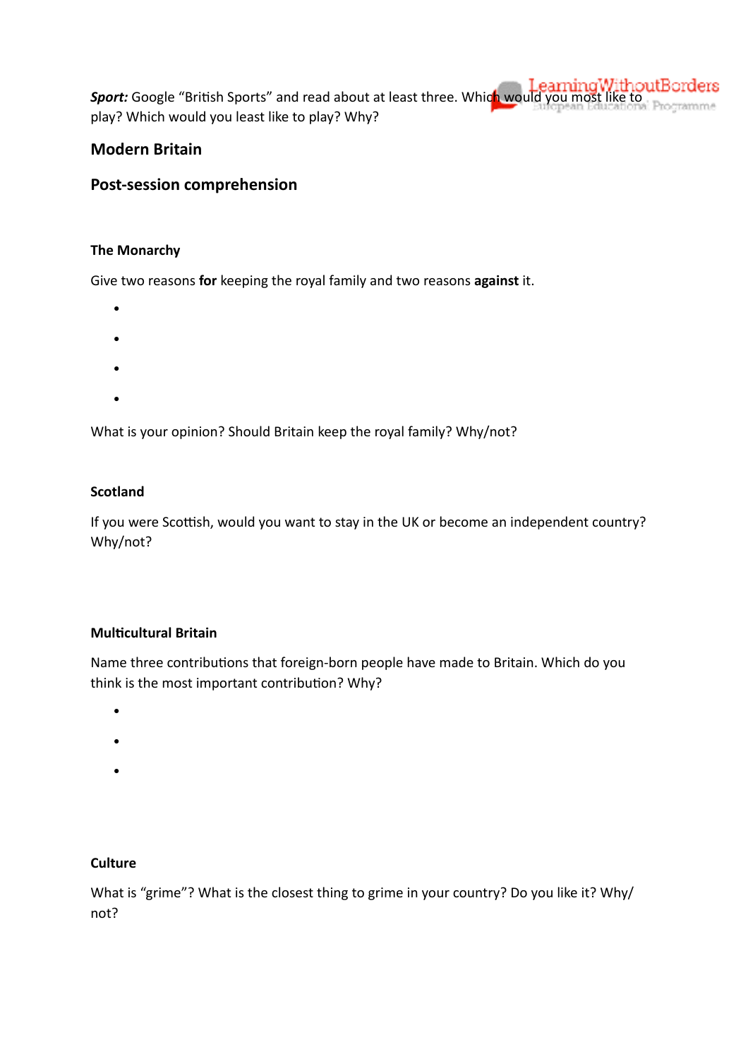***Sport:*** Google "British Sports" and read about at least three. Which would you most like to play? Which would you least like to play? Why?

## Modern Britain

## Post-session comprehension

### The Monarchy

Give two reasons **for** keeping the royal family and two reasons **against** it.

- 
- 
- 
- 

What is your opinion? Should Britain keep the royal family? Why/not?

### Scotland

If you were Scottish, would you want to stay in the UK or become an independent country? Why/not?

### Multicultural Britain

Name three contributions that foreign-born people have made to Britain. Which do you think is the most important contribution? Why?

- 
- 
- 

### Culture

What is "grime"? What is the closest thing to grime in your country? Do you like it? Why/not?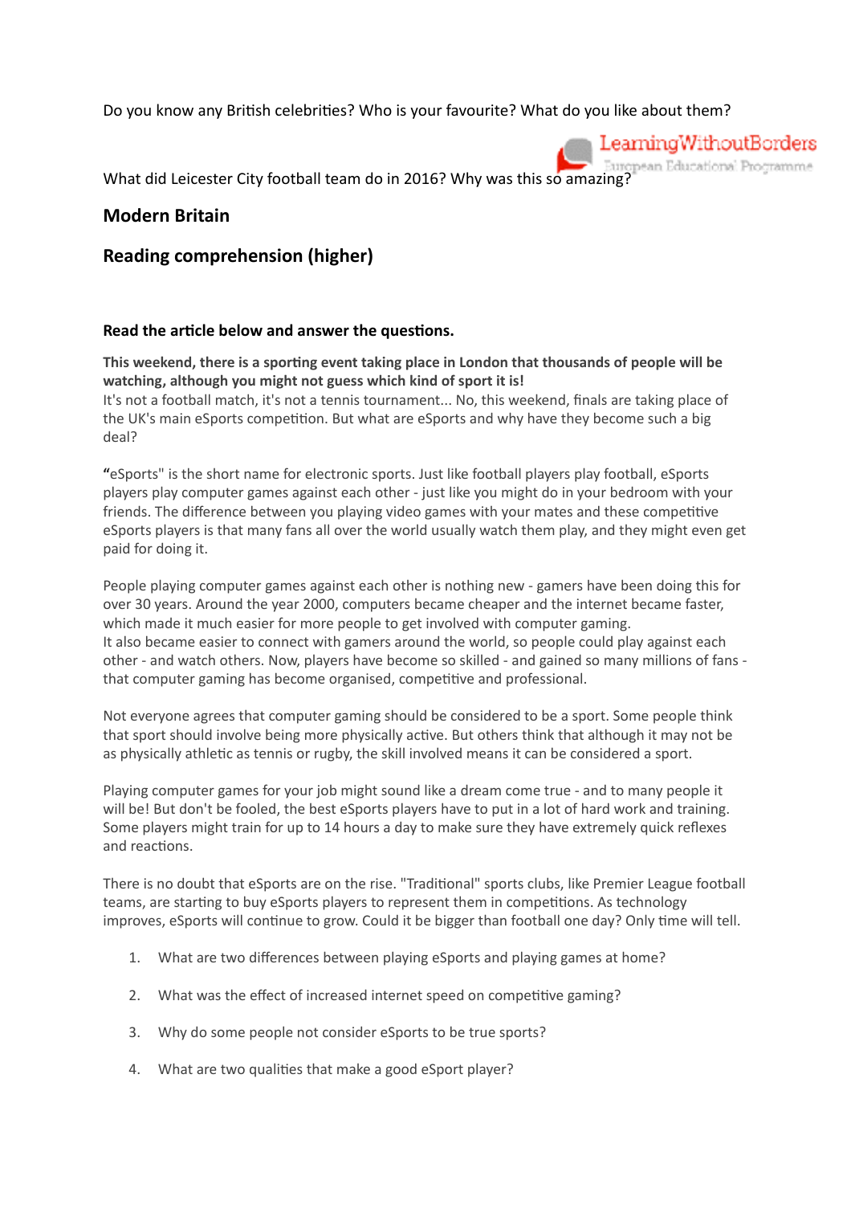Do you know any British celebrities? Who is your favourite? What do you like about them?

What did Leicester City football team do in 2016? Why was this so amazing?

## Modern Britain

## Reading comprehension (higher)

**Read the article below and answer the questions.**

**This weekend, there is a sporting event taking place in London that thousands of people will be watching, although you might not guess which kind of sport it is!**
It's not a football match, it's not a tennis tournament... No, this weekend, finals are taking place of the UK's main eSports competition. But what are eSports and why have they become such a big deal?

**"**eSports" is the short name for electronic sports. Just like football players play football, eSports players play computer games against each other - just like you might do in your bedroom with your friends. The difference between you playing video games with your mates and these competitive eSports players is that many fans all over the world usually watch them play, and they might even get paid for doing it.

People playing computer games against each other is nothing new - gamers have been doing this for over 30 years. Around the year 2000, computers became cheaper and the internet became faster, which made it much easier for more people to get involved with computer gaming.
It also became easier to connect with gamers around the world, so people could play against each other - and watch others. Now, players have become so skilled - and gained so many millions of fans - that computer gaming has become organised, competitive and professional.

Not everyone agrees that computer gaming should be considered to be a sport. Some people think that sport should involve being more physically active. But others think that although it may not be as physically athletic as tennis or rugby, the skill involved means it can be considered a sport.

Playing computer games for your job might sound like a dream come true - and to many people it will be! But don't be fooled, the best eSports players have to put in a lot of hard work and training. Some players might train for up to 14 hours a day to make sure they have extremely quick reflexes and reactions.

There is no doubt that eSports are on the rise. "Traditional" sports clubs, like Premier League football teams, are starting to buy eSports players to represent them in competitions. As technology improves, eSports will continue to grow. Could it be bigger than football one day? Only time will tell.

1. What are two differences between playing eSports and playing games at home?
2. What was the effect of increased internet speed on competitive gaming?
3. Why do some people not consider eSports to be true sports?
4. What are two qualities that make a good eSport player?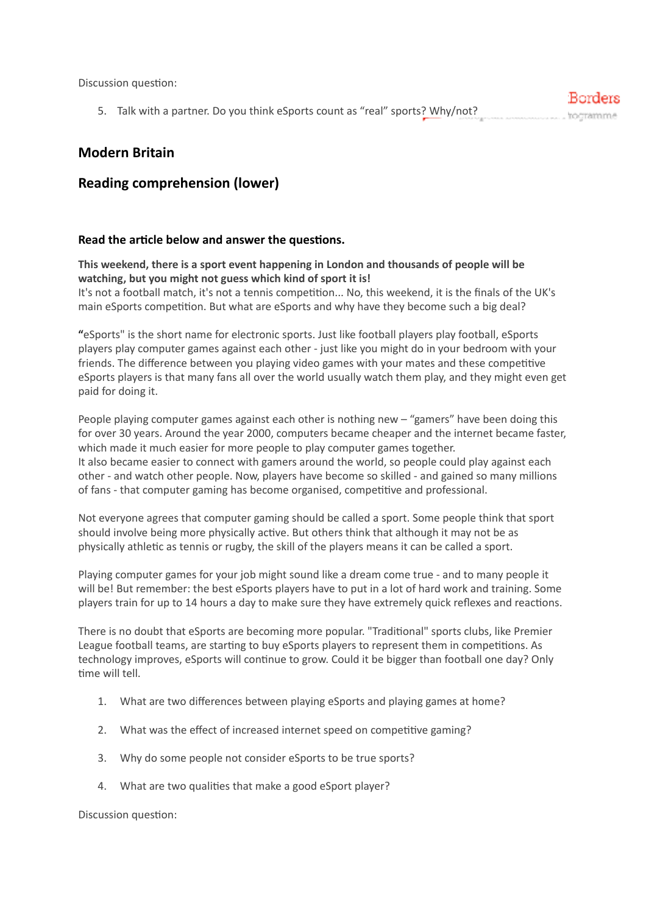Discussion question:

5. Talk with a partner. Do you think eSports count as "real" sports? Why/not?

## Modern Britain

## Reading comprehension (lower)

**Read the article below and answer the questions.**

**This weekend, there is a sport event happening in London and thousands of people will be watching, but you might not guess which kind of sport it is!**
It's not a football match, it's not a tennis competition... No, this weekend, it is the finals of the UK's main eSports competition. But what are eSports and why have they become such a big deal?

**"**eSports" is the short name for electronic sports. Just like football players play football, eSports players play computer games against each other - just like you might do in your bedroom with your friends. The difference between you playing video games with your mates and these competitive eSports players is that many fans all over the world usually watch them play, and they might even get paid for doing it.

People playing computer games against each other is nothing new – "gamers" have been doing this for over 30 years. Around the year 2000, computers became cheaper and the internet became faster, which made it much easier for more people to play computer games together.
It also became easier to connect with gamers around the world, so people could play against each other - and watch other people. Now, players have become so skilled - and gained so many millions of fans - that computer gaming has become organised, competitive and professional.

Not everyone agrees that computer gaming should be called a sport. Some people think that sport should involve being more physically active. But others think that although it may not be as physically athletic as tennis or rugby, the skill of the players means it can be called a sport.

Playing computer games for your job might sound like a dream come true - and to many people it will be! But remember: the best eSports players have to put in a lot of hard work and training. Some players train for up to 14 hours a day to make sure they have extremely quick reflexes and reactions.

There is no doubt that eSports are becoming more popular. "Traditional" sports clubs, like Premier League football teams, are starting to buy eSports players to represent them in competitions. As technology improves, eSports will continue to grow. Could it be bigger than football one day? Only time will tell.

1. What are two differences between playing eSports and playing games at home?
2. What was the effect of increased internet speed on competitive gaming?
3. Why do some people not consider eSports to be true sports?
4. What are two qualities that make a good eSport player?

Discussion question: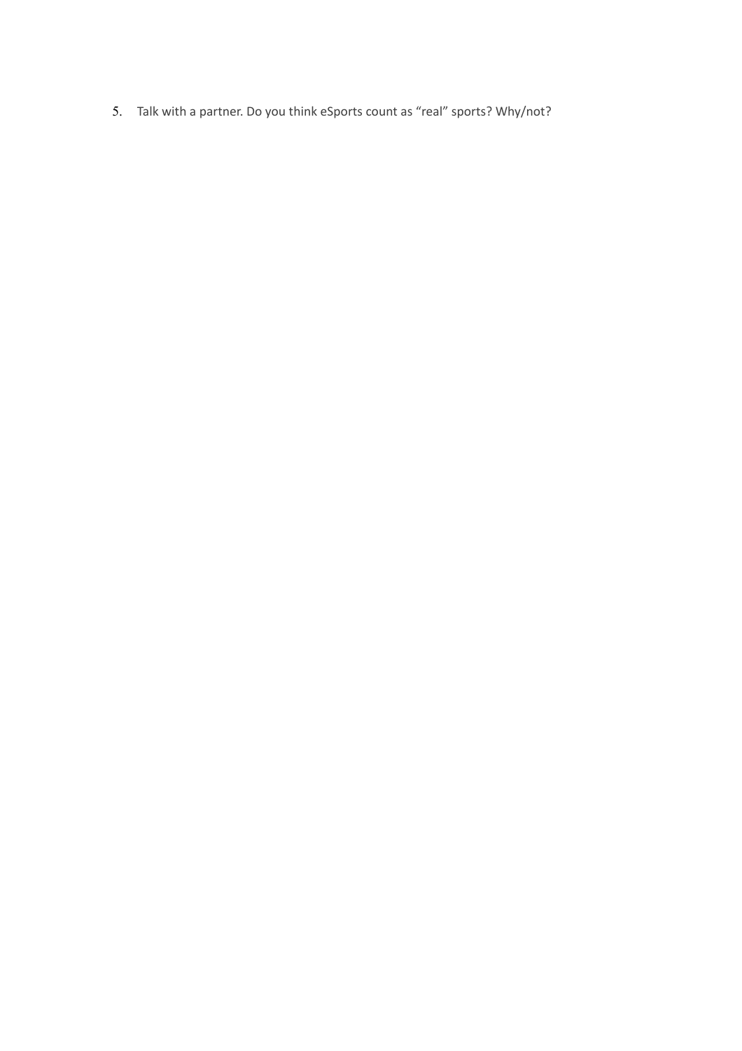5. Talk with a partner. Do you think eSports count as “real” sports? Why/not?